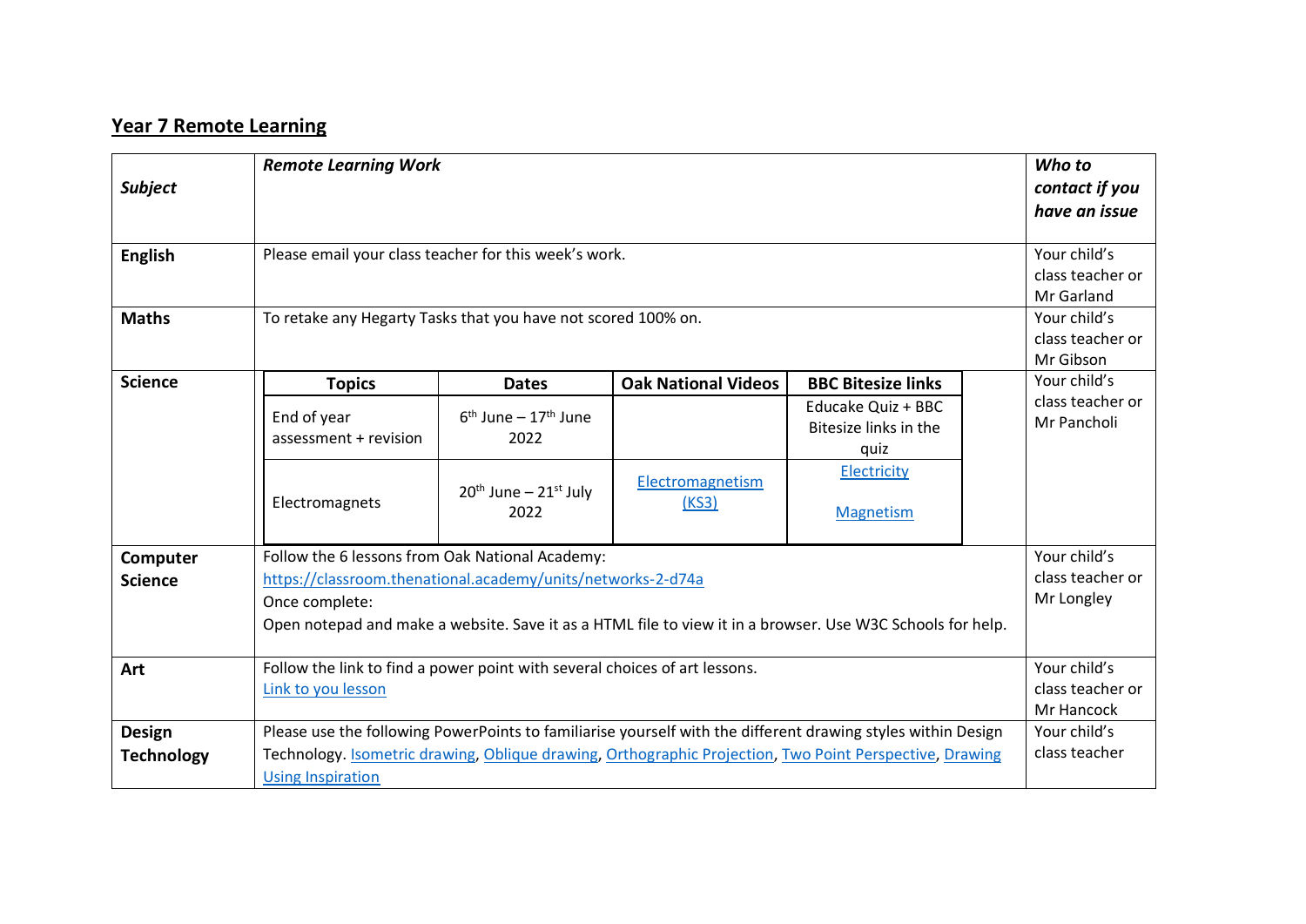## Year 7 Remote Learning

| *Subject* | *Remote Learning Work* | *Who to contact if you have an issue* |
|---|---|---|
| **English** | Please email your class teacher for this week's work. | Your child's class teacher or Mr Garland |
| **Maths** | To retake any Hegarty Tasks that you have not scored 100% on. | Your child's class teacher or Mr Gibson |
| **Science** | See Science table below | Your child's class teacher or Mr Pancholi |
| **Computer Science** | Follow the 6 lessons from Oak National Academy: https://classroom.thenational.academy/units/networks-2-d74a<br>Once complete:<br>Open notepad and make a website. Save it as a HTML file to view it in a browser. Use W3C Schools for help. | Your child's class teacher or Mr Longley |
| **Art** | Follow the link to find a power point with several choices of art lessons.<br>Link to you lesson | Your child's class teacher or Mr Hancock |
| **Design Technology** | Please use the following PowerPoints to familiarise yourself with the different drawing styles within Design Technology. Isometric drawing, Oblique drawing, Orthographic Projection, Two Point Perspective, Drawing Using Inspiration | Your child's class teacher |

**Science**

| Topics | Dates | Oak National Videos | BBC Bitesize links |
|---|---|---|---|
| End of year assessment + revision | 6th June – 17th June 2022 | | Educake Quiz + BBC Bitesize links in the quiz |
| Electromagnets | 20th June – 21st July 2022 | Electromagnetism (KS3) | Electricity<br>Magnetism |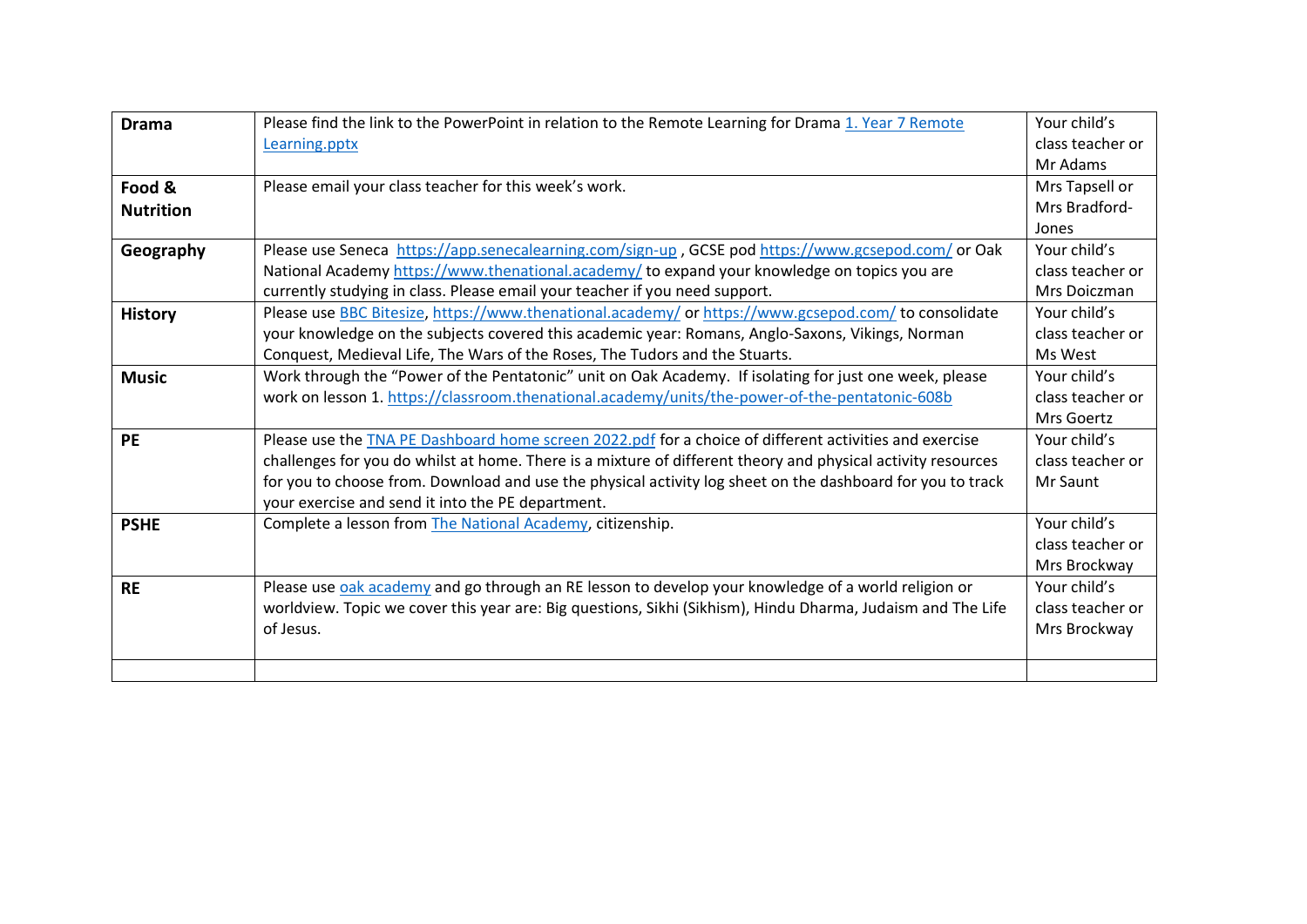| | | |
|---|---|---|
| **Drama** | Please find the link to the PowerPoint in relation to the Remote Learning for Drama 1. Year 7 Remote Learning.pptx | Your child's class teacher or Mr Adams |
| **Food & Nutrition** | Please email your class teacher for this week's work. | Mrs Tapsell or Mrs Bradford-Jones |
| **Geography** | Please use Seneca https://app.senecalearning.com/sign-up , GCSE pod https://www.gcsepod.com/ or Oak National Academy https://www.thenational.academy/ to expand your knowledge on topics you are currently studying in class. Please email your teacher if you need support. | Your child's class teacher or Mrs Doiczman |
| **History** | Please use BBC Bitesize, https://www.thenational.academy/ or https://www.gcsepod.com/ to consolidate your knowledge on the subjects covered this academic year: Romans, Anglo-Saxons, Vikings, Norman Conquest, Medieval Life, The Wars of the Roses, The Tudors and the Stuarts. | Your child's class teacher or Ms West |
| **Music** | Work through the "Power of the Pentatonic" unit on Oak Academy. If isolating for just one week, please work on lesson 1. https://classroom.thenational.academy/units/the-power-of-the-pentatonic-608b | Your child's class teacher or Mrs Goertz |
| **PE** | Please use the TNA PE Dashboard home screen 2022.pdf for a choice of different activities and exercise challenges for you do whilst at home. There is a mixture of different theory and physical activity resources for you to choose from. Download and use the physical activity log sheet on the dashboard for you to track your exercise and send it into the PE department. | Your child's class teacher or Mr Saunt |
| **PSHE** | Complete a lesson from The National Academy, citizenship. | Your child's class teacher or Mrs Brockway |
| **RE** | Please use oak academy and go through an RE lesson to develop your knowledge of a world religion or worldview. Topic we cover this year are: Big questions, Sikhi (Sikhism), Hindu Dharma, Judaism and The Life of Jesus. | Your child's class teacher or Mrs Brockway |
| | | |